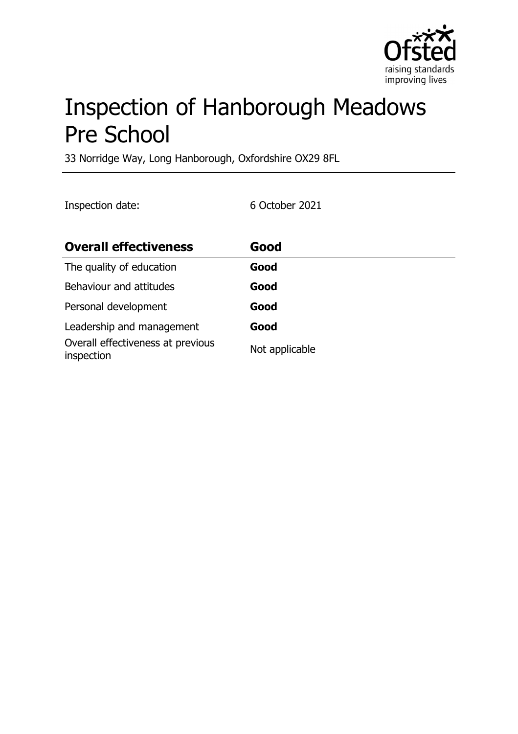# Inspection of Hanborough Meadows Pre School

33 Norridge Way, Long Hanborough, Oxfordshire OX29 8FL

Inspection date: 6 October 2021

| Overall effectiveness | Good |
| --- | --- |
| The quality of education | **Good** |
| Behaviour and attitudes | **Good** |
| Personal development | **Good** |
| Leadership and management | **Good** |
| Overall effectiveness at previous inspection | Not applicable |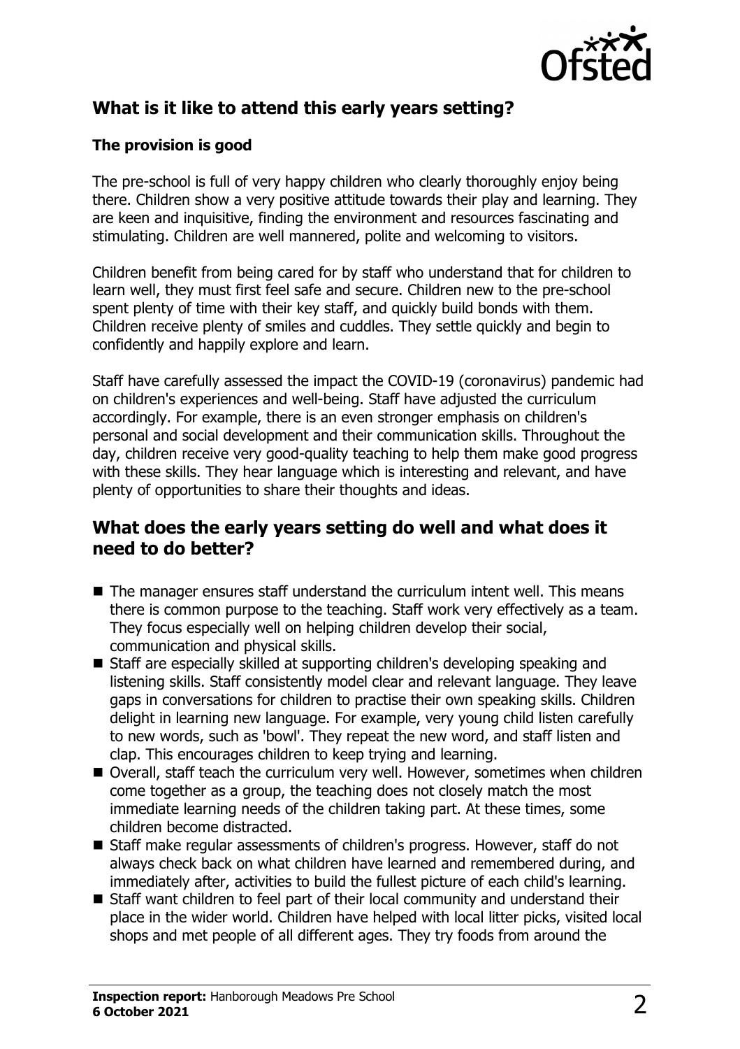## What is it like to attend this early years setting?

### The provision is good

The pre-school is full of very happy children who clearly thoroughly enjoy being there. Children show a very positive attitude towards their play and learning. They are keen and inquisitive, finding the environment and resources fascinating and stimulating. Children are well mannered, polite and welcoming to visitors.

Children benefit from being cared for by staff who understand that for children to learn well, they must first feel safe and secure. Children new to the pre-school spent plenty of time with their key staff, and quickly build bonds with them. Children receive plenty of smiles and cuddles. They settle quickly and begin to confidently and happily explore and learn.

Staff have carefully assessed the impact the COVID-19 (coronavirus) pandemic had on children's experiences and well-being. Staff have adjusted the curriculum accordingly. For example, there is an even stronger emphasis on children's personal and social development and their communication skills. Throughout the day, children receive very good-quality teaching to help them make good progress with these skills. They hear language which is interesting and relevant, and have plenty of opportunities to share their thoughts and ideas.

## What does the early years setting do well and what does it need to do better?

- The manager ensures staff understand the curriculum intent well. This means there is common purpose to the teaching. Staff work very effectively as a team. They focus especially well on helping children develop their social, communication and physical skills.
- Staff are especially skilled at supporting children's developing speaking and listening skills. Staff consistently model clear and relevant language. They leave gaps in conversations for children to practise their own speaking skills. Children delight in learning new language. For example, very young child listen carefully to new words, such as 'bowl'. They repeat the new word, and staff listen and clap. This encourages children to keep trying and learning.
- Overall, staff teach the curriculum very well. However, sometimes when children come together as a group, the teaching does not closely match the most immediate learning needs of the children taking part. At these times, some children become distracted.
- Staff make regular assessments of children's progress. However, staff do not always check back on what children have learned and remembered during, and immediately after, activities to build the fullest picture of each child's learning.
- Staff want children to feel part of their local community and understand their place in the wider world. Children have helped with local litter picks, visited local shops and met people of all different ages. They try foods from around the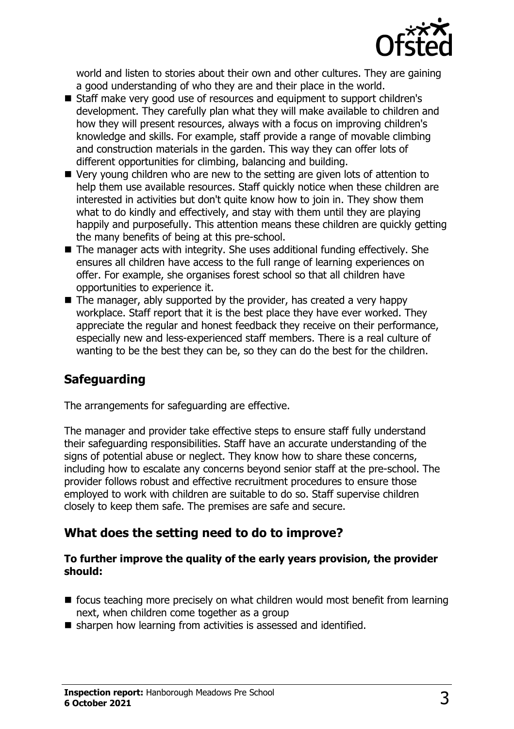world and listen to stories about their own and other cultures. They are gaining a good understanding of who they are and their place in the world.

- Staff make very good use of resources and equipment to support children's development. They carefully plan what they will make available to children and how they will present resources, always with a focus on improving children's knowledge and skills. For example, staff provide a range of movable climbing and construction materials in the garden. This way they can offer lots of different opportunities for climbing, balancing and building.
- Very young children who are new to the setting are given lots of attention to help them use available resources. Staff quickly notice when these children are interested in activities but don't quite know how to join in. They show them what to do kindly and effectively, and stay with them until they are playing happily and purposefully. This attention means these children are quickly getting the many benefits of being at this pre-school.
- The manager acts with integrity. She uses additional funding effectively. She ensures all children have access to the full range of learning experiences on offer. For example, she organises forest school so that all children have opportunities to experience it.
- The manager, ably supported by the provider, has created a very happy workplace. Staff report that it is the best place they have ever worked. They appreciate the regular and honest feedback they receive on their performance, especially new and less-experienced staff members. There is a real culture of wanting to be the best they can be, so they can do the best for the children.

## Safeguarding

The arrangements for safeguarding are effective.

The manager and provider take effective steps to ensure staff fully understand their safeguarding responsibilities. Staff have an accurate understanding of the signs of potential abuse or neglect. They know how to share these concerns, including how to escalate any concerns beyond senior staff at the pre-school. The provider follows robust and effective recruitment procedures to ensure those employed to work with children are suitable to do so. Staff supervise children closely to keep them safe. The premises are safe and secure.

## What does the setting need to do to improve?

**To further improve the quality of the early years provision, the provider should:**

- focus teaching more precisely on what children would most benefit from learning next, when children come together as a group
- sharpen how learning from activities is assessed and identified.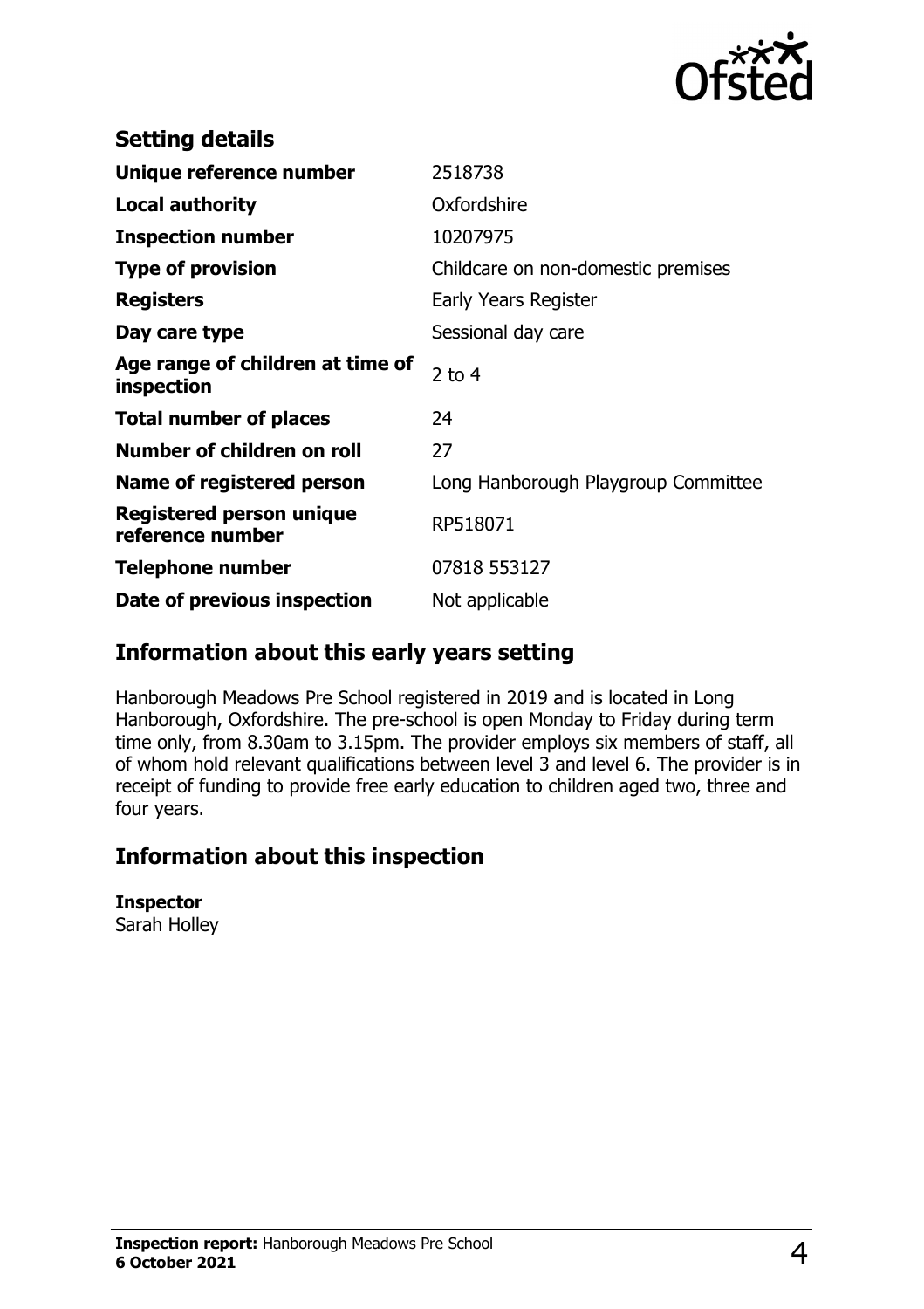## Setting details

| | |
|---|---|
| **Unique reference number** | 2518738 |
| **Local authority** | Oxfordshire |
| **Inspection number** | 10207975 |
| **Type of provision** | Childcare on non-domestic premises |
| **Registers** | Early Years Register |
| **Day care type** | Sessional day care |
| **Age range of children at time of inspection** | 2 to 4 |
| **Total number of places** | 24 |
| **Number of children on roll** | 27 |
| **Name of registered person** | Long Hanborough Playgroup Committee |
| **Registered person unique reference number** | RP518071 |
| **Telephone number** | 07818 553127 |
| **Date of previous inspection** | Not applicable |

## Information about this early years setting

Hanborough Meadows Pre School registered in 2019 and is located in Long Hanborough, Oxfordshire. The pre-school is open Monday to Friday during term time only, from 8.30am to 3.15pm. The provider employs six members of staff, all of whom hold relevant qualifications between level 3 and level 6. The provider is in receipt of funding to provide free early education to children aged two, three and four years.

## Information about this inspection

**Inspector**
Sarah Holley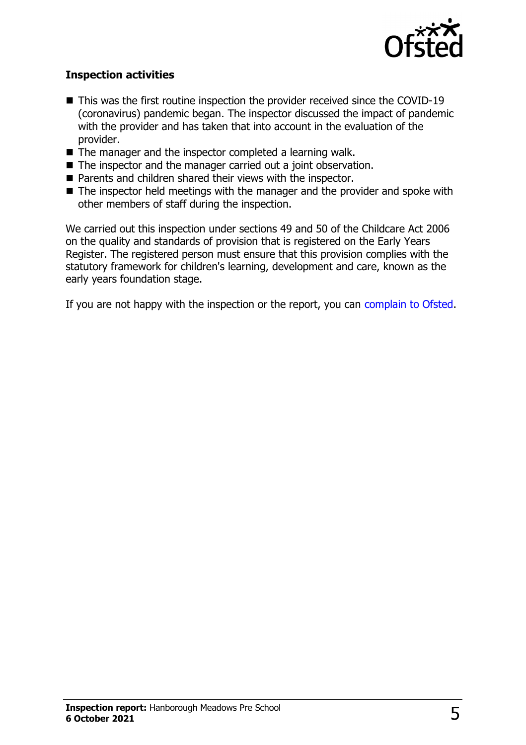## Inspection activities

- This was the first routine inspection the provider received since the COVID-19 (coronavirus) pandemic began. The inspector discussed the impact of pandemic with the provider and has taken that into account in the evaluation of the provider.
- The manager and the inspector completed a learning walk.
- The inspector and the manager carried out a joint observation.
- Parents and children shared their views with the inspector.
- The inspector held meetings with the manager and the provider and spoke with other members of staff during the inspection.

We carried out this inspection under sections 49 and 50 of the Childcare Act 2006 on the quality and standards of provision that is registered on the Early Years Register. The registered person must ensure that this provision complies with the statutory framework for children's learning, development and care, known as the early years foundation stage.

If you are not happy with the inspection or the report, you can complain to Ofsted.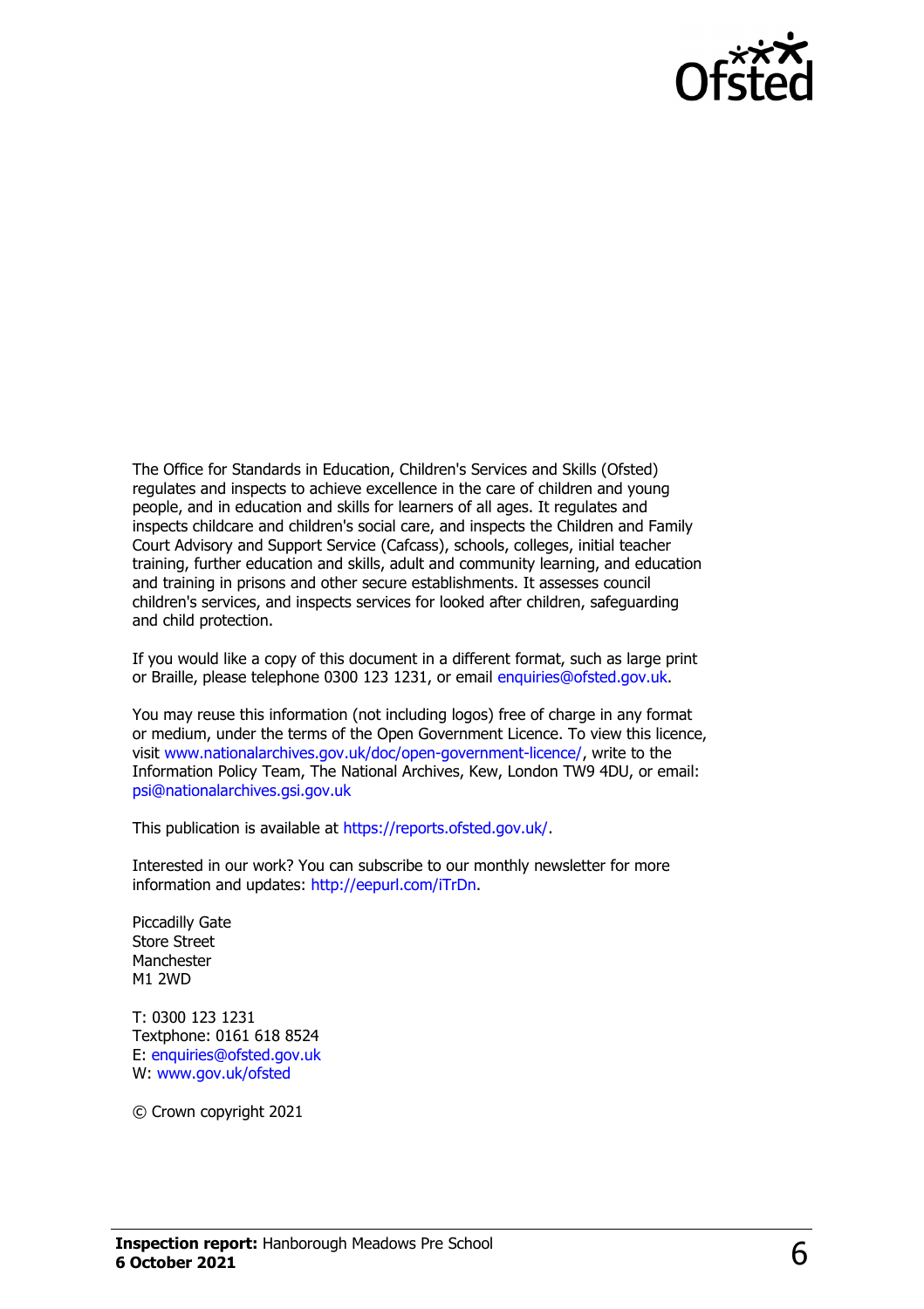The Office for Standards in Education, Children's Services and Skills (Ofsted) regulates and inspects to achieve excellence in the care of children and young people, and in education and skills for learners of all ages. It regulates and inspects childcare and children's social care, and inspects the Children and Family Court Advisory and Support Service (Cafcass), schools, colleges, initial teacher training, further education and skills, adult and community learning, and education and training in prisons and other secure establishments. It assesses council children's services, and inspects services for looked after children, safeguarding and child protection.

If you would like a copy of this document in a different format, such as large print or Braille, please telephone 0300 123 1231, or email enquiries@ofsted.gov.uk.

You may reuse this information (not including logos) free of charge in any format or medium, under the terms of the Open Government Licence. To view this licence, visit www.nationalarchives.gov.uk/doc/open-government-licence/, write to the Information Policy Team, The National Archives, Kew, London TW9 4DU, or email: psi@nationalarchives.gsi.gov.uk

This publication is available at https://reports.ofsted.gov.uk/.

Interested in our work? You can subscribe to our monthly newsletter for more information and updates: http://eepurl.com/iTrDn.

Piccadilly Gate
Store Street
Manchester
M1 2WD

T: 0300 123 1231
Textphone: 0161 618 8524
E: enquiries@ofsted.gov.uk
W: www.gov.uk/ofsted

© Crown copyright 2021